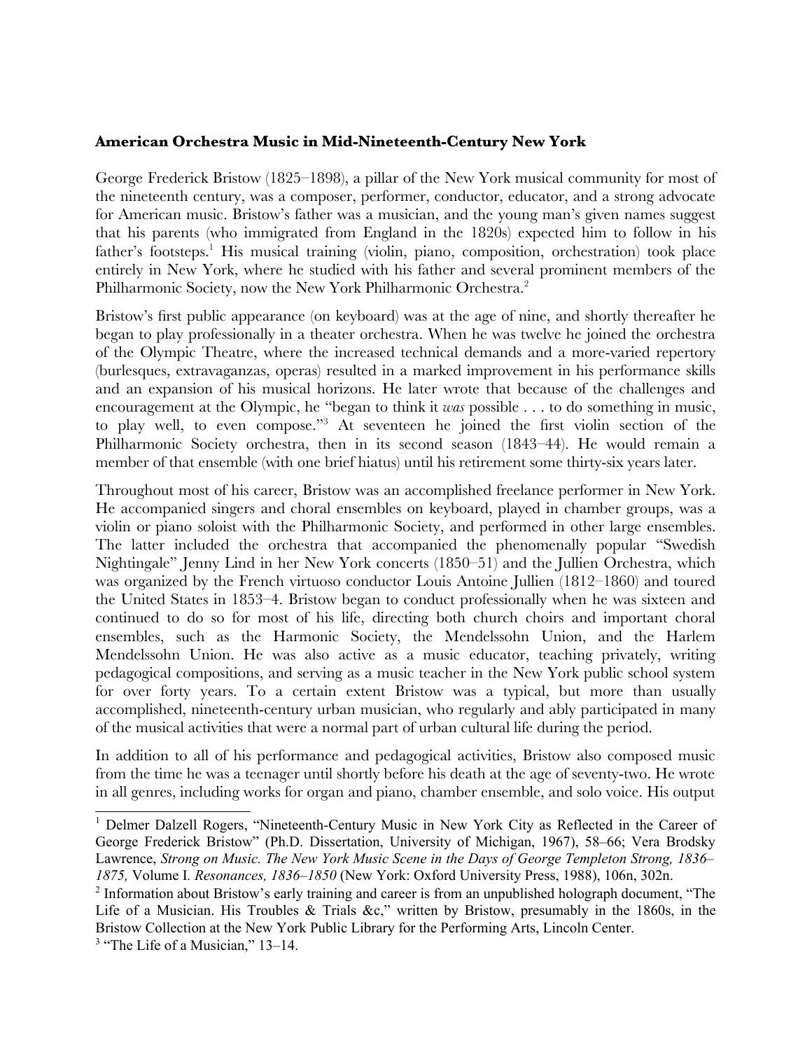## American Orchestra Music in Mid-Nineteenth-Century New York

George Frederick Bristow (1825–1898), a pillar of the New York musical community for most of the nineteenth century, was a composer, performer, conductor, educator, and a strong advocate for American music. Bristow's father was a musician, and the young man's given names suggest that his parents (who immigrated from England in the 1820s) expected him to follow in his father's footsteps.[1] His musical training (violin, piano, composition, orchestration) took place entirely in New York, where he studied with his father and several prominent members of the Philharmonic Society, now the New York Philharmonic Orchestra.[2]

Bristow's first public appearance (on keyboard) was at the age of nine, and shortly thereafter he began to play professionally in a theater orchestra. When he was twelve he joined the orchestra of the Olympic Theatre, where the increased technical demands and a more-varied repertory (burlesques, extravaganzas, operas) resulted in a marked improvement in his performance skills and an expansion of his musical horizons. He later wrote that because of the challenges and encouragement at the Olympic, he "began to think it *was* possible . . . to do something in music, to play well, to even compose."[3] At seventeen he joined the first violin section of the Philharmonic Society orchestra, then in its second season (1843–44). He would remain a member of that ensemble (with one brief hiatus) until his retirement some thirty-six years later.

Throughout most of his career, Bristow was an accomplished freelance performer in New York. He accompanied singers and choral ensembles on keyboard, played in chamber groups, was a violin or piano soloist with the Philharmonic Society, and performed in other large ensembles. The latter included the orchestra that accompanied the phenomenally popular "Swedish Nightingale" Jenny Lind in her New York concerts (1850–51) and the Jullien Orchestra, which was organized by the French virtuoso conductor Louis Antoine Jullien (1812–1860) and toured the United States in 1853–4. Bristow began to conduct professionally when he was sixteen and continued to do so for most of his life, directing both church choirs and important choral ensembles, such as the Harmonic Society, the Mendelssohn Union, and the Harlem Mendelssohn Union. He was also active as a music educator, teaching privately, writing pedagogical compositions, and serving as a music teacher in the New York public school system for over forty years. To a certain extent Bristow was a typical, but more than usually accomplished, nineteenth-century urban musician, who regularly and ably participated in many of the musical activities that were a normal part of urban cultural life during the period.

In addition to all of his performance and pedagogical activities, Bristow also composed music from the time he was a teenager until shortly before his death at the age of seventy-two. He wrote in all genres, including works for organ and piano, chamber ensemble, and solo voice. His output

---

[1] Delmer Dalzell Rogers, "Nineteenth-Century Music in New York City as Reflected in the Career of George Frederick Bristow" (Ph.D. Dissertation, University of Michigan, 1967), 58–66; Vera Brodsky Lawrence, *Strong on Music. The New York Music Scene in the Days of George Templeton Strong, 1836–1875,* Volume I. *Resonances, 1836–1850* (New York: Oxford University Press, 1988), 106n, 302n.

[2] Information about Bristow's early training and career is from an unpublished holograph document, "The Life of a Musician. His Troubles & Trials &c," written by Bristow, presumably in the 1860s, in the Bristow Collection at the New York Public Library for the Performing Arts, Lincoln Center.

[3] "The Life of a Musician," 13–14.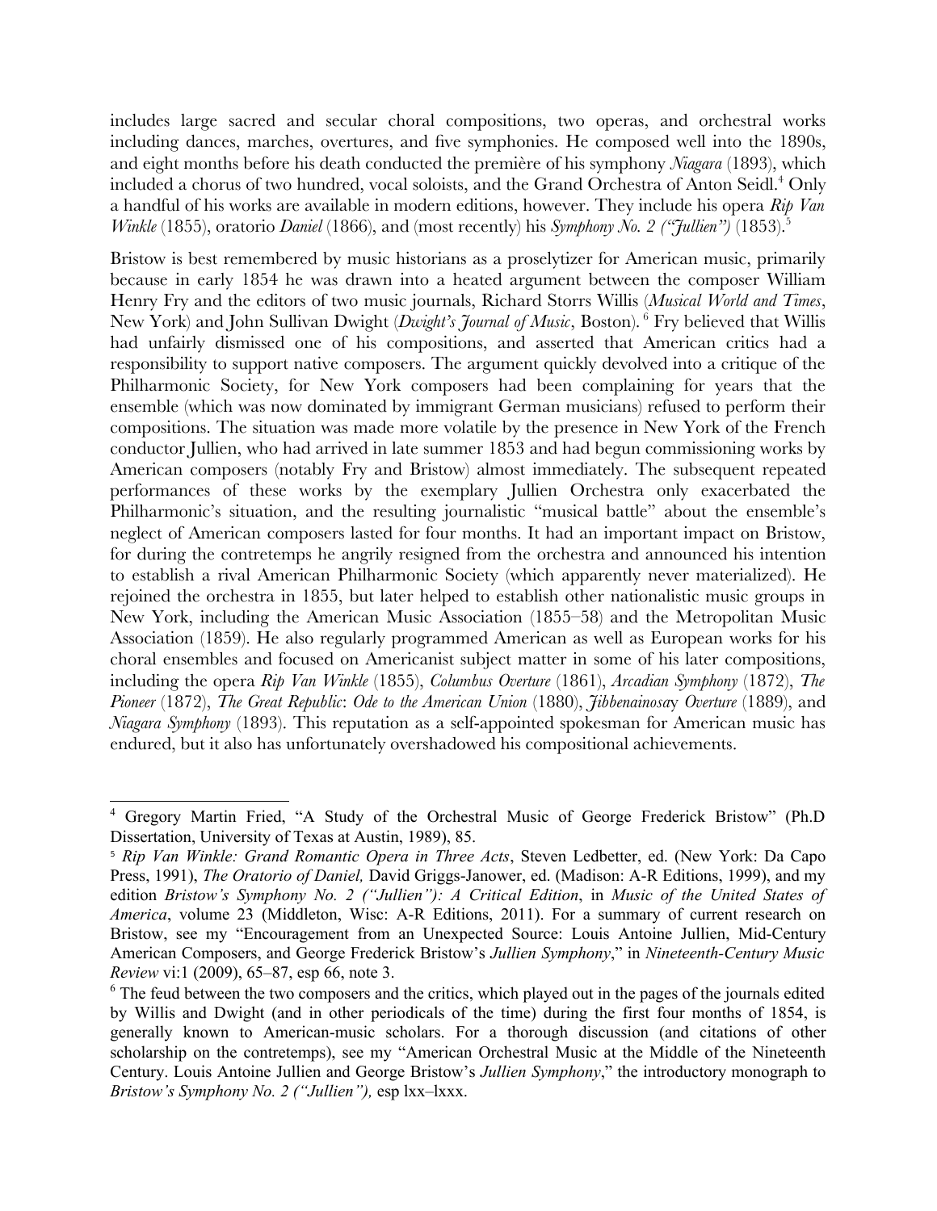includes large sacred and secular choral compositions, two operas, and orchestral works including dances, marches, overtures, and five symphonies. He composed well into the 1890s, and eight months before his death conducted the première of his symphony *Niagara* (1893), which included a chorus of two hundred, vocal soloists, and the Grand Orchestra of Anton Seidl.[4] Only a handful of his works are available in modern editions, however. They include his opera *Rip Van Winkle* (1855), oratorio *Daniel* (1866), and (most recently) his *Symphony No. 2 ("Jullien")* (1853).[5]

Bristow is best remembered by music historians as a proselytizer for American music, primarily because in early 1854 he was drawn into a heated argument between the composer William Henry Fry and the editors of two music journals, Richard Storrs Willis (*Musical World and Times*, New York) and John Sullivan Dwight (*Dwight's Journal of Music*, Boston).[6] Fry believed that Willis had unfairly dismissed one of his compositions, and asserted that American critics had a responsibility to support native composers. The argument quickly devolved into a critique of the Philharmonic Society, for New York composers had been complaining for years that the ensemble (which was now dominated by immigrant German musicians) refused to perform their compositions. The situation was made more volatile by the presence in New York of the French conductor Jullien, who had arrived in late summer 1853 and had begun commissioning works by American composers (notably Fry and Bristow) almost immediately. The subsequent repeated performances of these works by the exemplary Jullien Orchestra only exacerbated the Philharmonic's situation, and the resulting journalistic "musical battle" about the ensemble's neglect of American composers lasted for four months. It had an important impact on Bristow, for during the contretemps he angrily resigned from the orchestra and announced his intention to establish a rival American Philharmonic Society (which apparently never materialized). He rejoined the orchestra in 1855, but later helped to establish other nationalistic music groups in New York, including the American Music Association (1855–58) and the Metropolitan Music Association (1859). He also regularly programmed American as well as European works for his choral ensembles and focused on Americanist subject matter in some of his later compositions, including the opera *Rip Van Winkle* (1855), *Columbus Overture* (1861), *Arcadian Symphony* (1872), *The Pioneer* (1872), *The Great Republic*: *Ode to the American Union* (1880), *Jibbenainosay Overture* (1889), and *Niagara Symphony* (1893). This reputation as a self-appointed spokesman for American music has endured, but it also has unfortunately overshadowed his compositional achievements.

---

[4] Gregory Martin Fried, "A Study of the Orchestral Music of George Frederick Bristow" (Ph.D Dissertation, University of Texas at Austin, 1989), 85.

[5] *Rip Van Winkle: Grand Romantic Opera in Three Acts*, Steven Ledbetter, ed. (New York: Da Capo Press, 1991), *The Oratorio of Daniel,* David Griggs-Janower, ed. (Madison: A-R Editions, 1999), and my edition *Bristow's Symphony No. 2 ("Jullien"): A Critical Edition*, in *Music of the United States of America*, volume 23 (Middleton, Wisc: A-R Editions, 2011). For a summary of current research on Bristow, see my "Encouragement from an Unexpected Source: Louis Antoine Jullien, Mid-Century American Composers, and George Frederick Bristow's *Jullien Symphony*," in *Nineteenth-Century Music Review* vi:1 (2009), 65–87, esp 66, note 3.

[6] The feud between the two composers and the critics, which played out in the pages of the journals edited by Willis and Dwight (and in other periodicals of the time) during the first four months of 1854, is generally known to American-music scholars. For a thorough discussion (and citations of other scholarship on the contretemps), see my "American Orchestral Music at the Middle of the Nineteenth Century. Louis Antoine Jullien and George Bristow's *Jullien Symphony*," the introductory monograph to *Bristow's Symphony No. 2 ("Jullien"),* esp lxx–lxxx.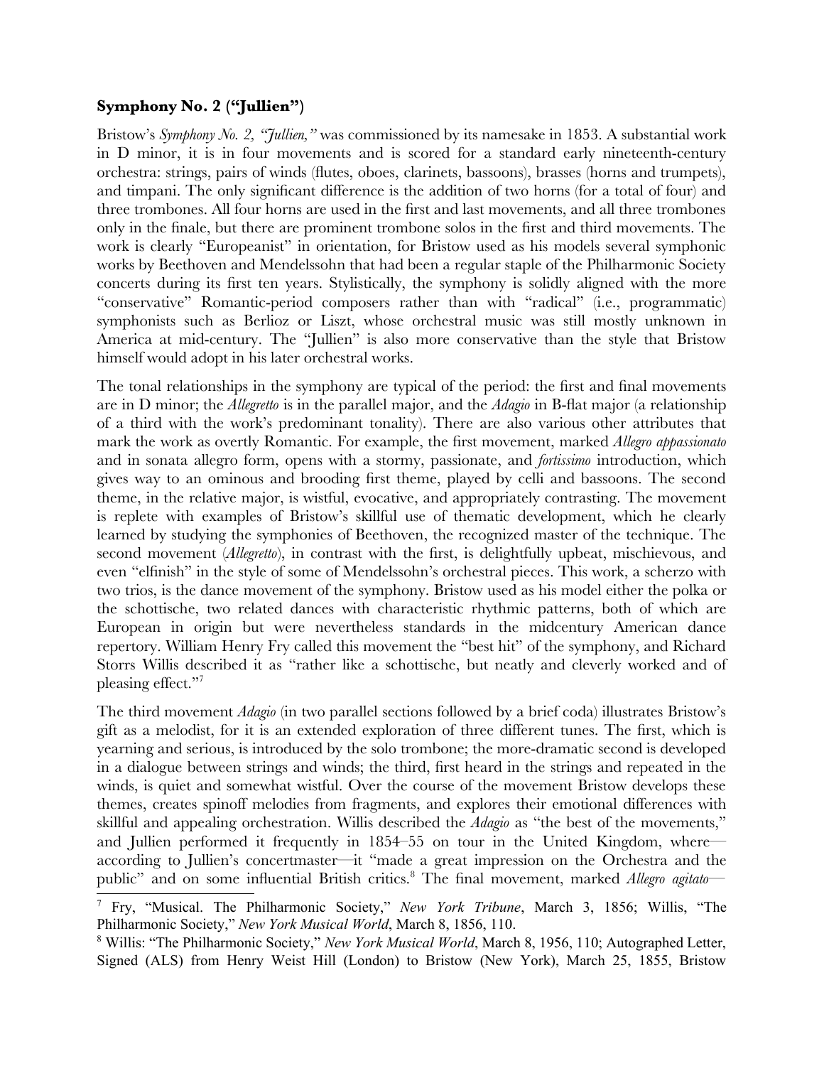### **Symphony No. 2 ("Jullien")**

Bristow's *Symphony No. 2, "Jullien,"* was commissioned by its namesake in 1853. A substantial work in D minor, it is in four movements and is scored for a standard early nineteenth-century orchestra: strings, pairs of winds (flutes, oboes, clarinets, bassoons), brasses (horns and trumpets), and timpani. The only significant difference is the addition of two horns (for a total of four) and three trombones. All four horns are used in the first and last movements, and all three trombones only in the finale, but there are prominent trombone solos in the first and third movements. The work is clearly "Europeanist" in orientation, for Bristow used as his models several symphonic works by Beethoven and Mendelssohn that had been a regular staple of the Philharmonic Society concerts during its first ten years. Stylistically, the symphony is solidly aligned with the more "conservative" Romantic-period composers rather than with "radical" (i.e., programmatic) symphonists such as Berlioz or Liszt, whose orchestral music was still mostly unknown in America at mid-century. The "Jullien" is also more conservative than the style that Bristow himself would adopt in his later orchestral works.

The tonal relationships in the symphony are typical of the period: the first and final movements are in D minor; the *Allegretto* is in the parallel major, and the *Adagio* in B-flat major (a relationship of a third with the work's predominant tonality). There are also various other attributes that mark the work as overtly Romantic. For example, the first movement, marked *Allegro appassionato* and in sonata allegro form, opens with a stormy, passionate, and *fortissimo* introduction, which gives way to an ominous and brooding first theme, played by celli and bassoons. The second theme, in the relative major, is wistful, evocative, and appropriately contrasting. The movement is replete with examples of Bristow's skillful use of thematic development, which he clearly learned by studying the symphonies of Beethoven, the recognized master of the technique. The second movement (*Allegretto*), in contrast with the first, is delightfully upbeat, mischievous, and even "elfinish" in the style of some of Mendelssohn's orchestral pieces. This work, a scherzo with two trios, is the dance movement of the symphony. Bristow used as his model either the polka or the schottische, two related dances with characteristic rhythmic patterns, both of which are European in origin but were nevertheless standards in the midcentury American dance repertory. William Henry Fry called this movement the "best hit" of the symphony, and Richard Storrs Willis described it as "rather like a schottische, but neatly and cleverly worked and of pleasing effect."[7]

The third movement *Adagio* (in two parallel sections followed by a brief coda) illustrates Bristow's gift as a melodist, for it is an extended exploration of three different tunes. The first, which is yearning and serious, is introduced by the solo trombone; the more-dramatic second is developed in a dialogue between strings and winds; the third, first heard in the strings and repeated in the winds, is quiet and somewhat wistful. Over the course of the movement Bristow develops these themes, creates spinoff melodies from fragments, and explores their emotional differences with skillful and appealing orchestration. Willis described the *Adagio* as "the best of the movements," and Jullien performed it frequently in 1854–55 on tour in the United Kingdom, where—according to Jullien's concertmaster—it "made a great impression on the Orchestra and the public" and on some influential British critics.[8] The final movement, marked *Allegro agitato*—

---

[7] Fry, "Musical. The Philharmonic Society," *New York Tribune*, March 3, 1856; Willis, "The Philharmonic Society," *New York Musical World*, March 8, 1856, 110.

[8] Willis: "The Philharmonic Society," *New York Musical World*, March 8, 1956, 110; Autographed Letter, Signed (ALS) from Henry Weist Hill (London) to Bristow (New York), March 25, 1855, Bristow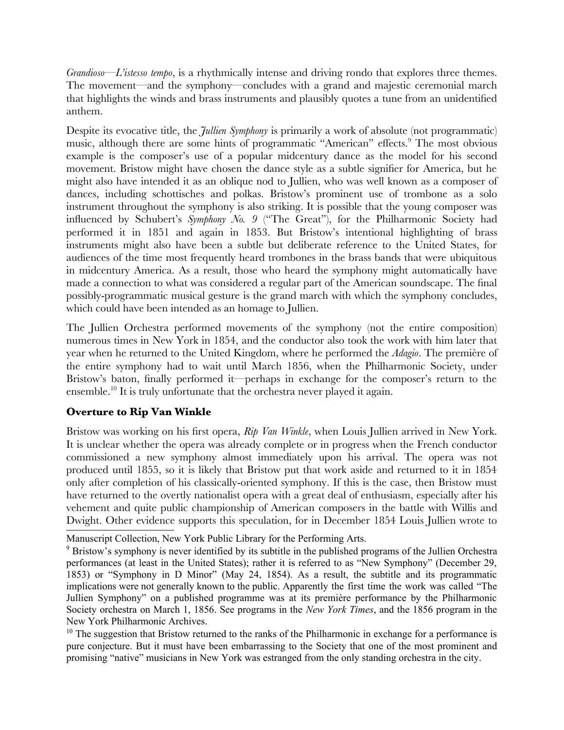*Grandioso—L'istesso tempo*, is a rhythmically intense and driving rondo that explores three themes. The movement—and the symphony—concludes with a grand and majestic ceremonial march that highlights the winds and brass instruments and plausibly quotes a tune from an unidentified anthem.

Despite its evocative title, the *Jullien Symphony* is primarily a work of absolute (not programmatic) music, although there are some hints of programmatic "American" effects.[9] The most obvious example is the composer's use of a popular midcentury dance as the model for his second movement. Bristow might have chosen the dance style as a subtle signifier for America, but he might also have intended it as an oblique nod to Jullien, who was well known as a composer of dances, including schottisches and polkas. Bristow's prominent use of trombone as a solo instrument throughout the symphony is also striking. It is possible that the young composer was influenced by Schubert's *Symphony No. 9* ("The Great"), for the Philharmonic Society had performed it in 1851 and again in 1853. But Bristow's intentional highlighting of brass instruments might also have been a subtle but deliberate reference to the United States, for audiences of the time most frequently heard trombones in the brass bands that were ubiquitous in midcentury America. As a result, those who heard the symphony might automatically have made a connection to what was considered a regular part of the American soundscape. The final possibly-programmatic musical gesture is the grand march with which the symphony concludes, which could have been intended as an homage to Jullien.

The Jullien Orchestra performed movements of the symphony (not the entire composition) numerous times in New York in 1854, and the conductor also took the work with him later that year when he returned to the United Kingdom, where he performed the *Adagio*. The première of the entire symphony had to wait until March 1856, when the Philharmonic Society, under Bristow's baton, finally performed it—perhaps in exchange for the composer's return to the ensemble.[10] It is truly unfortunate that the orchestra never played it again.

### Overture to Rip Van Winkle

Bristow was working on his first opera, *Rip Van Winkle*, when Louis Jullien arrived in New York. It is unclear whether the opera was already complete or in progress when the French conductor commissioned a new symphony almost immediately upon his arrival. The opera was not produced until 1855, so it is likely that Bristow put that work aside and returned to it in 1854 only after completion of his classically-oriented symphony. If this is the case, then Bristow must have returned to the overtly nationalist opera with a great deal of enthusiasm, especially after his vehement and quite public championship of American composers in the battle with Willis and Dwight. Other evidence supports this speculation, for in December 1854 Louis Jullien wrote to

---

Manuscript Collection, New York Public Library for the Performing Arts.

[9] Bristow's symphony is never identified by its subtitle in the published programs of the Jullien Orchestra performances (at least in the United States); rather it is referred to as "New Symphony" (December 29, 1853) or "Symphony in D Minor" (May 24, 1854). As a result, the subtitle and its programmatic implications were not generally known to the public. Apparently the first time the work was called "The Jullien Symphony" on a published programme was at its première performance by the Philharmonic Society orchestra on March 1, 1856. See programs in the *New York Times*, and the 1856 program in the New York Philharmonic Archives.

[10] The suggestion that Bristow returned to the ranks of the Philharmonic in exchange for a performance is pure conjecture. But it must have been embarrassing to the Society that one of the most prominent and promising "native" musicians in New York was estranged from the only standing orchestra in the city.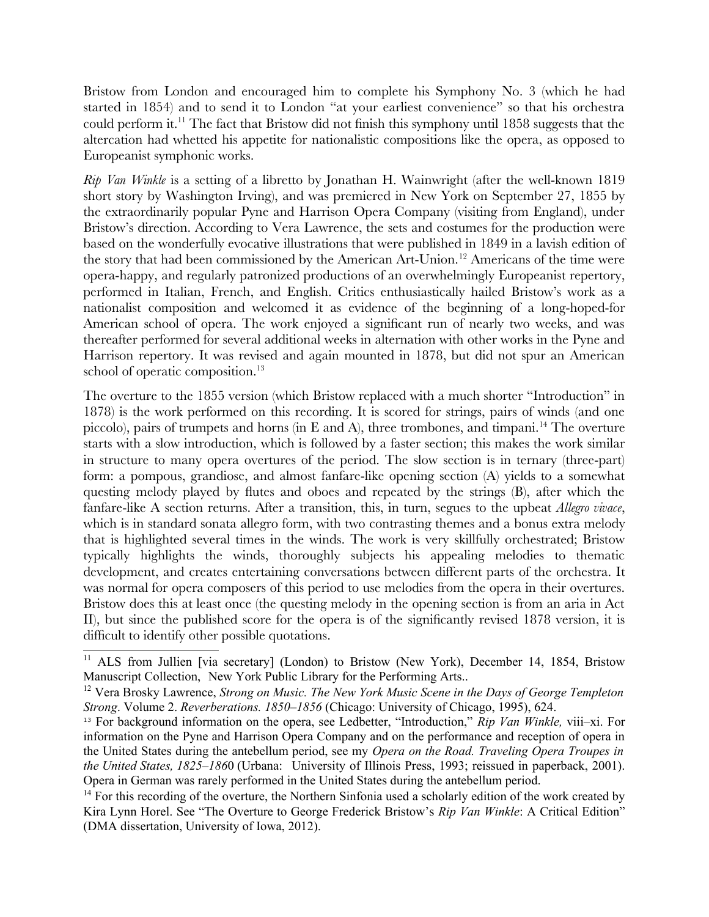Bristow from London and encouraged him to complete his Symphony No. 3 (which he had started in 1854) and to send it to London "at your earliest convenience" so that his orchestra could perform it.[11] The fact that Bristow did not finish this symphony until 1858 suggests that the altercation had whetted his appetite for nationalistic compositions like the opera, as opposed to Europeanist symphonic works.

*Rip Van Winkle* is a setting of a libretto by Jonathan H. Wainwright (after the well-known 1819 short story by Washington Irving), and was premiered in New York on September 27, 1855 by the extraordinarily popular Pyne and Harrison Opera Company (visiting from England), under Bristow's direction. According to Vera Lawrence, the sets and costumes for the production were based on the wonderfully evocative illustrations that were published in 1849 in a lavish edition of the story that had been commissioned by the American Art-Union.[12] Americans of the time were opera-happy, and regularly patronized productions of an overwhelmingly Europeanist repertory, performed in Italian, French, and English. Critics enthusiastically hailed Bristow's work as a nationalist composition and welcomed it as evidence of the beginning of a long-hoped-for American school of opera. The work enjoyed a significant run of nearly two weeks, and was thereafter performed for several additional weeks in alternation with other works in the Pyne and Harrison repertory. It was revised and again mounted in 1878, but did not spur an American school of operatic composition.[13]

The overture to the 1855 version (which Bristow replaced with a much shorter "Introduction" in 1878) is the work performed on this recording. It is scored for strings, pairs of winds (and one piccolo), pairs of trumpets and horns (in E and A), three trombones, and timpani.[14] The overture starts with a slow introduction, which is followed by a faster section; this makes the work similar in structure to many opera overtures of the period. The slow section is in ternary (three-part) form: a pompous, grandiose, and almost fanfare-like opening section (A) yields to a somewhat questing melody played by flutes and oboes and repeated by the strings (B), after which the fanfare-like A section returns. After a transition, this, in turn, segues to the upbeat *Allegro vivace*, which is in standard sonata allegro form, with two contrasting themes and a bonus extra melody that is highlighted several times in the winds. The work is very skillfully orchestrated; Bristow typically highlights the winds, thoroughly subjects his appealing melodies to thematic development, and creates entertaining conversations between different parts of the orchestra. It was normal for opera composers of this period to use melodies from the opera in their overtures. Bristow does this at least once (the questing melody in the opening section is from an aria in Act II), but since the published score for the opera is of the significantly revised 1878 version, it is difficult to identify other possible quotations.

---

[11] ALS from Jullien [via secretary] (London) to Bristow (New York), December 14, 1854, Bristow Manuscript Collection, New York Public Library for the Performing Arts..

[12] Vera Brosky Lawrence, *Strong on Music. The New York Music Scene in the Days of George Templeton Strong*. Volume 2. *Reverberations. 1850–1856* (Chicago: University of Chicago, 1995), 624.

[13] For background information on the opera, see Ledbetter, "Introduction," *Rip Van Winkle,* viii–xi. For information on the Pyne and Harrison Opera Company and on the performance and reception of opera in the United States during the antebellum period, see my *Opera on the Road. Traveling Opera Troupes in the United States, 1825–1860* (Urbana: University of Illinois Press, 1993; reissued in paperback, 2001). Opera in German was rarely performed in the United States during the antebellum period.

[14] For this recording of the overture, the Northern Sinfonia used a scholarly edition of the work created by Kira Lynn Horel. See "The Overture to George Frederick Bristow's *Rip Van Winkle*: A Critical Edition" (DMA dissertation, University of Iowa, 2012).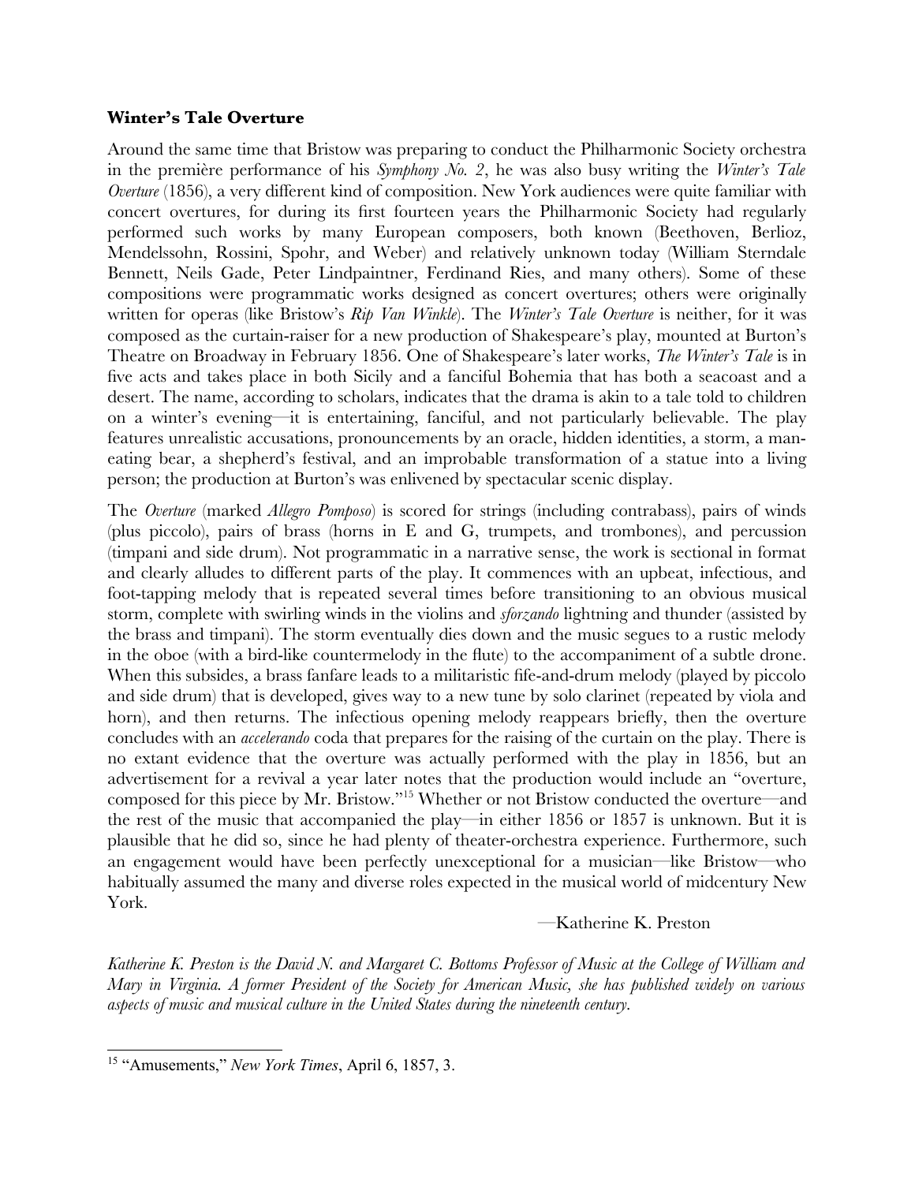**Winter's Tale Overture**

Around the same time that Bristow was preparing to conduct the Philharmonic Society orchestra in the première performance of his *Symphony No. 2*, he was also busy writing the *Winter's Tale Overture* (1856), a very different kind of composition. New York audiences were quite familiar with concert overtures, for during its first fourteen years the Philharmonic Society had regularly performed such works by many European composers, both known (Beethoven, Berlioz, Mendelssohn, Rossini, Spohr, and Weber) and relatively unknown today (William Sterndale Bennett, Neils Gade, Peter Lindpaintner, Ferdinand Ries, and many others). Some of these compositions were programmatic works designed as concert overtures; others were originally written for operas (like Bristow's *Rip Van Winkle*). The *Winter's Tale Overture* is neither, for it was composed as the curtain-raiser for a new production of Shakespeare's play, mounted at Burton's Theatre on Broadway in February 1856. One of Shakespeare's later works, *The Winter's Tale* is in five acts and takes place in both Sicily and a fanciful Bohemia that has both a seacoast and a desert. The name, according to scholars, indicates that the drama is akin to a tale told to children on a winter's evening—it is entertaining, fanciful, and not particularly believable. The play features unrealistic accusations, pronouncements by an oracle, hidden identities, a storm, a man-eating bear, a shepherd's festival, and an improbable transformation of a statue into a living person; the production at Burton's was enlivened by spectacular scenic display.

The *Overture* (marked *Allegro Pomposo*) is scored for strings (including contrabass), pairs of winds (plus piccolo), pairs of brass (horns in E and G, trumpets, and trombones), and percussion (timpani and side drum). Not programmatic in a narrative sense, the work is sectional in format and clearly alludes to different parts of the play. It commences with an upbeat, infectious, and foot-tapping melody that is repeated several times before transitioning to an obvious musical storm, complete with swirling winds in the violins and *sforzando* lightning and thunder (assisted by the brass and timpani). The storm eventually dies down and the music segues to a rustic melody in the oboe (with a bird-like countermelody in the flute) to the accompaniment of a subtle drone. When this subsides, a brass fanfare leads to a militaristic fife-and-drum melody (played by piccolo and side drum) that is developed, gives way to a new tune by solo clarinet (repeated by viola and horn), and then returns. The infectious opening melody reappears briefly, then the overture concludes with an *accelerando* coda that prepares for the raising of the curtain on the play. There is no extant evidence that the overture was actually performed with the play in 1856, but an advertisement for a revival a year later notes that the production would include an "overture, composed for this piece by Mr. Bristow."[15] Whether or not Bristow conducted the overture—and the rest of the music that accompanied the play—in either 1856 or 1857 is unknown. But it is plausible that he did so, since he had plenty of theater-orchestra experience. Furthermore, such an engagement would have been perfectly unexceptional for a musician—like Bristow—who habitually assumed the many and diverse roles expected in the musical world of midcentury New York.

—Katherine K. Preston

*Katherine K. Preston is the David N. and Margaret C. Bottoms Professor of Music at the College of William and Mary in Virginia. A former President of the Society for American Music, she has published widely on various aspects of music and musical culture in the United States during the nineteenth century.*

---

[15] "Amusements," *New York Times*, April 6, 1857, 3.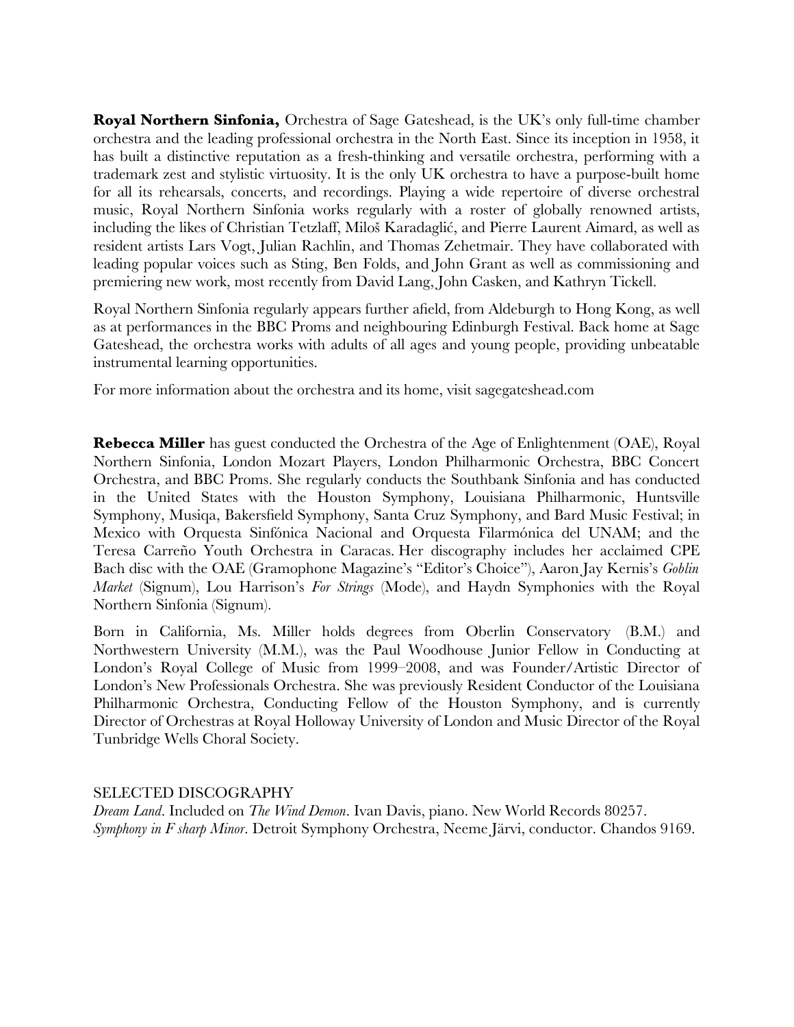**Royal Northern Sinfonia,** Orchestra of Sage Gateshead, is the UK's only full-time chamber orchestra and the leading professional orchestra in the North East. Since its inception in 1958, it has built a distinctive reputation as a fresh-thinking and versatile orchestra, performing with a trademark zest and stylistic virtuosity. It is the only UK orchestra to have a purpose-built home for all its rehearsals, concerts, and recordings. Playing a wide repertoire of diverse orchestral music, Royal Northern Sinfonia works regularly with a roster of globally renowned artists, including the likes of Christian Tetzlaff, Miloš Karadaglić, and Pierre Laurent Aimard, as well as resident artists Lars Vogt, Julian Rachlin, and Thomas Zehetmair. They have collaborated with leading popular voices such as Sting, Ben Folds, and John Grant as well as commissioning and premiering new work, most recently from David Lang, John Casken, and Kathryn Tickell.

Royal Northern Sinfonia regularly appears further afield, from Aldeburgh to Hong Kong, as well as at performances in the BBC Proms and neighbouring Edinburgh Festival. Back home at Sage Gateshead, the orchestra works with adults of all ages and young people, providing unbeatable instrumental learning opportunities.

For more information about the orchestra and its home, visit sagegateshead.com

**Rebecca Miller** has guest conducted the Orchestra of the Age of Enlightenment (OAE), Royal Northern Sinfonia, London Mozart Players, London Philharmonic Orchestra, BBC Concert Orchestra, and BBC Proms. She regularly conducts the Southbank Sinfonia and has conducted in the United States with the Houston Symphony, Louisiana Philharmonic, Huntsville Symphony, Musiqa, Bakersfield Symphony, Santa Cruz Symphony, and Bard Music Festival; in Mexico with Orquesta Sinfónica Nacional and Orquesta Filarmónica del UNAM; and the Teresa Carreño Youth Orchestra in Caracas. Her discography includes her acclaimed CPE Bach disc with the OAE (Gramophone Magazine's "Editor's Choice"), Aaron Jay Kernis's *Goblin Market* (Signum), Lou Harrison's *For Strings* (Mode), and Haydn Symphonies with the Royal Northern Sinfonia (Signum).

Born in California, Ms. Miller holds degrees from Oberlin Conservatory (B.M.) and Northwestern University (M.M.), was the Paul Woodhouse Junior Fellow in Conducting at London's Royal College of Music from 1999–2008, and was Founder/Artistic Director of London's New Professionals Orchestra. She was previously Resident Conductor of the Louisiana Philharmonic Orchestra, Conducting Fellow of the Houston Symphony, and is currently Director of Orchestras at Royal Holloway University of London and Music Director of the Royal Tunbridge Wells Choral Society.

SELECTED DISCOGRAPHY

*Dream Land*. Included on *The Wind Demon*. Ivan Davis, piano. New World Records 80257.
*Symphony in F sharp Minor*. Detroit Symphony Orchestra, Neeme Järvi, conductor. Chandos 9169.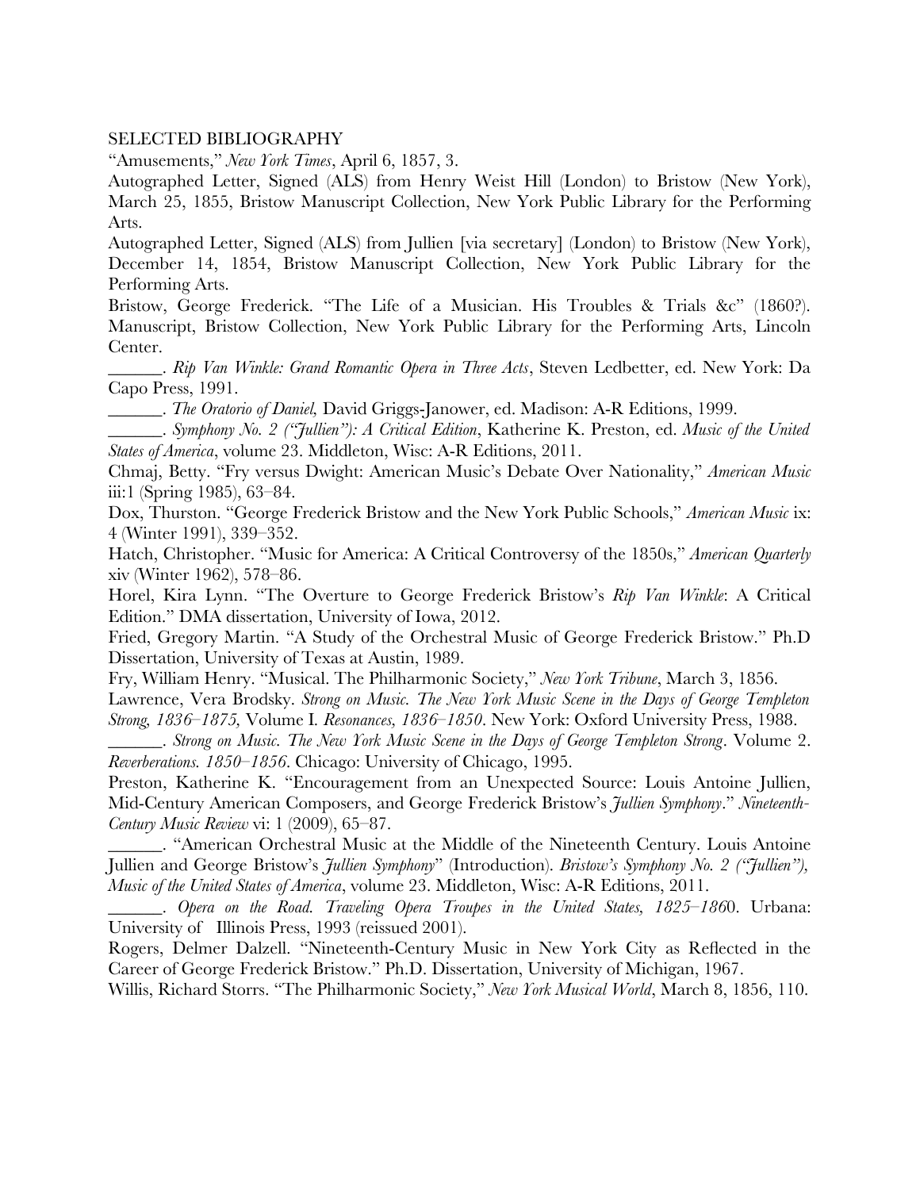SELECTED BIBLIOGRAPHY

"Amusements," *New York Times*, April 6, 1857, 3.

Autographed Letter, Signed (ALS) from Henry Weist Hill (London) to Bristow (New York), March 25, 1855, Bristow Manuscript Collection, New York Public Library for the Performing Arts.

Autographed Letter, Signed (ALS) from Jullien [via secretary] (London) to Bristow (New York), December 14, 1854, Bristow Manuscript Collection, New York Public Library for the Performing Arts.

Bristow, George Frederick. "The Life of a Musician. His Troubles & Trials &c" (1860?). Manuscript, Bristow Collection, New York Public Library for the Performing Arts, Lincoln Center.

______. *Rip Van Winkle: Grand Romantic Opera in Three Acts*, Steven Ledbetter, ed. New York: Da Capo Press, 1991.

______. *The Oratorio of Daniel,* David Griggs-Janower, ed. Madison: A-R Editions, 1999.

______. *Symphony No. 2 ("Jullien"): A Critical Edition*, Katherine K. Preston, ed. *Music of the United States of America*, volume 23. Middleton, Wisc: A-R Editions, 2011.

Chmaj, Betty. "Fry versus Dwight: American Music's Debate Over Nationality," *American Music* iii:1 (Spring 1985), 63–84.

Dox, Thurston. "George Frederick Bristow and the New York Public Schools," *American Music* ix: 4 (Winter 1991), 339–352.

Hatch, Christopher. "Music for America: A Critical Controversy of the 1850s," *American Quarterly* xiv (Winter 1962), 578–86.

Horel, Kira Lynn. "The Overture to George Frederick Bristow's *Rip Van Winkle*: A Critical Edition." DMA dissertation, University of Iowa, 2012.

Fried, Gregory Martin. "A Study of the Orchestral Music of George Frederick Bristow." Ph.D Dissertation, University of Texas at Austin, 1989.

Fry, William Henry. "Musical. The Philharmonic Society," *New York Tribune*, March 3, 1856.

Lawrence, Vera Brodsky. *Strong on Music. The New York Music Scene in the Days of George Templeton Strong, 1836–1875,* Volume I. *Resonances, 1836–1850*. New York: Oxford University Press, 1988.

______. *Strong on Music. The New York Music Scene in the Days of George Templeton Strong*. Volume 2. *Reverberations. 1850–1856*. Chicago: University of Chicago, 1995.

Preston, Katherine K. "Encouragement from an Unexpected Source: Louis Antoine Jullien, Mid-Century American Composers, and George Frederick Bristow's *Jullien Symphony*." *Nineteenth-Century Music Review* vi: 1 (2009), 65–87.

______. "American Orchestral Music at the Middle of the Nineteenth Century. Louis Antoine Jullien and George Bristow's *Jullien Symphony*" (Introduction). *Bristow's Symphony No. 2 ("Jullien"), Music of the United States of America*, volume 23. Middleton, Wisc: A-R Editions, 2011.

______. *Opera on the Road. Traveling Opera Troupes in the United States, 1825–1860*. Urbana: University of Illinois Press, 1993 (reissued 2001).

Rogers, Delmer Dalzell. "Nineteenth-Century Music in New York City as Reflected in the Career of George Frederick Bristow." Ph.D. Dissertation, University of Michigan, 1967.

Willis, Richard Storrs. "The Philharmonic Society," *New York Musical World*, March 8, 1856, 110.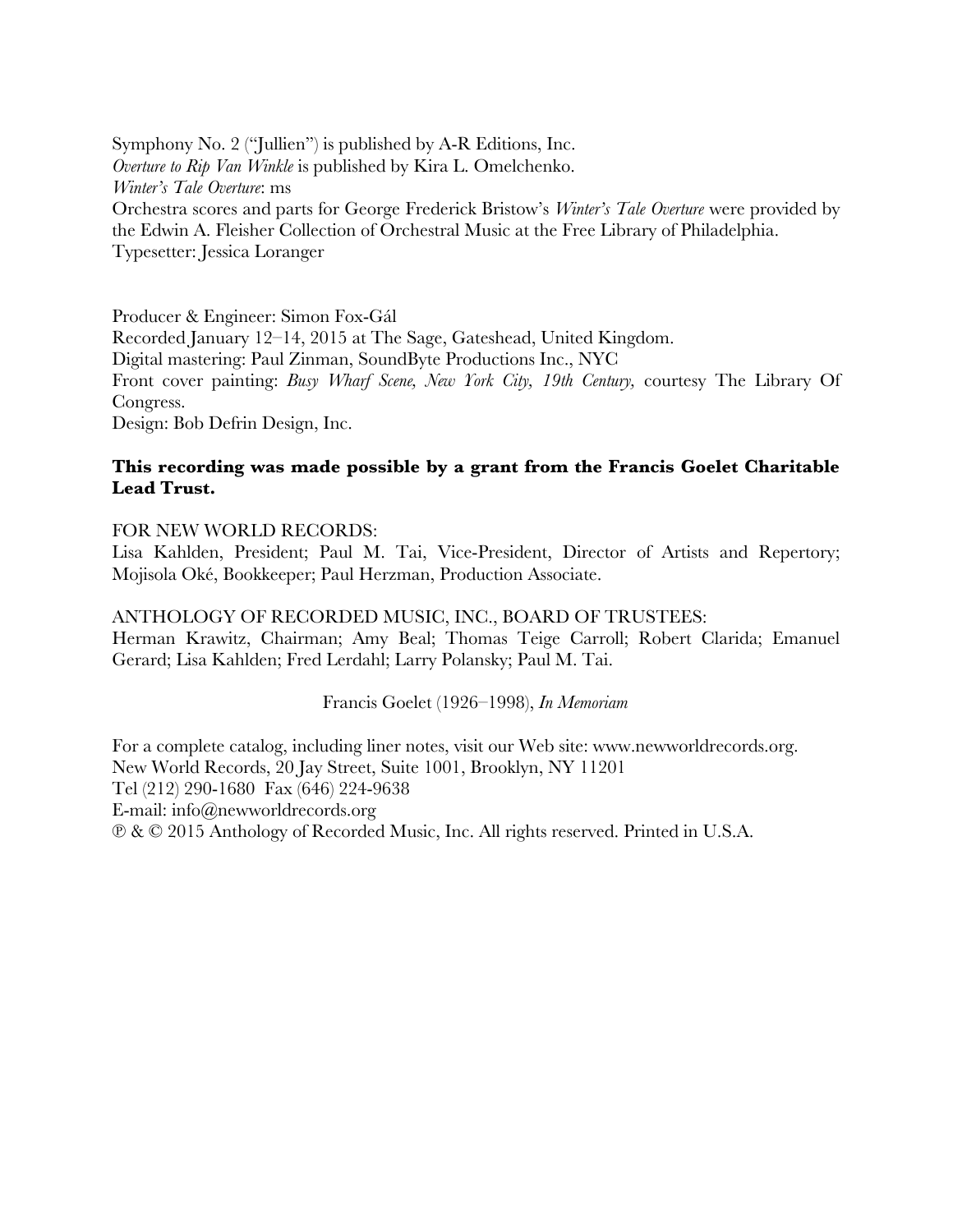Symphony No. 2 ("Jullien") is published by A-R Editions, Inc.
*Overture to Rip Van Winkle* is published by Kira L. Omelchenko.
*Winter's Tale Overture*: ms
Orchestra scores and parts for George Frederick Bristow's *Winter's Tale Overture* were provided by the Edwin A. Fleisher Collection of Orchestral Music at the Free Library of Philadelphia.
Typesetter: Jessica Loranger

Producer & Engineer: Simon Fox-Gál
Recorded January 12–14, 2015 at The Sage, Gateshead, United Kingdom.
Digital mastering: Paul Zinman, SoundByte Productions Inc., NYC
Front cover painting: *Busy Wharf Scene, New York City, 19th Century,* courtesy The Library Of Congress.
Design: Bob Defrin Design, Inc.

**This recording was made possible by a grant from the Francis Goelet Charitable Lead Trust.**

FOR NEW WORLD RECORDS:
Lisa Kahlden, President; Paul M. Tai, Vice-President, Director of Artists and Repertory; Mojisola Oké, Bookkeeper; Paul Herzman, Production Associate.

ANTHOLOGY OF RECORDED MUSIC, INC., BOARD OF TRUSTEES:
Herman Krawitz, Chairman; Amy Beal; Thomas Teige Carroll; Robert Clarida; Emanuel Gerard; Lisa Kahlden; Fred Lerdahl; Larry Polansky; Paul M. Tai.

Francis Goelet (1926–1998), *In Memoriam*

For a complete catalog, including liner notes, visit our Web site: www.newworldrecords.org.
New World Records, 20 Jay Street, Suite 1001, Brooklyn, NY 11201
Tel (212) 290-1680 Fax (646) 224-9638
E-mail: info@newworldrecords.org
℗ & © 2015 Anthology of Recorded Music, Inc. All rights reserved. Printed in U.S.A.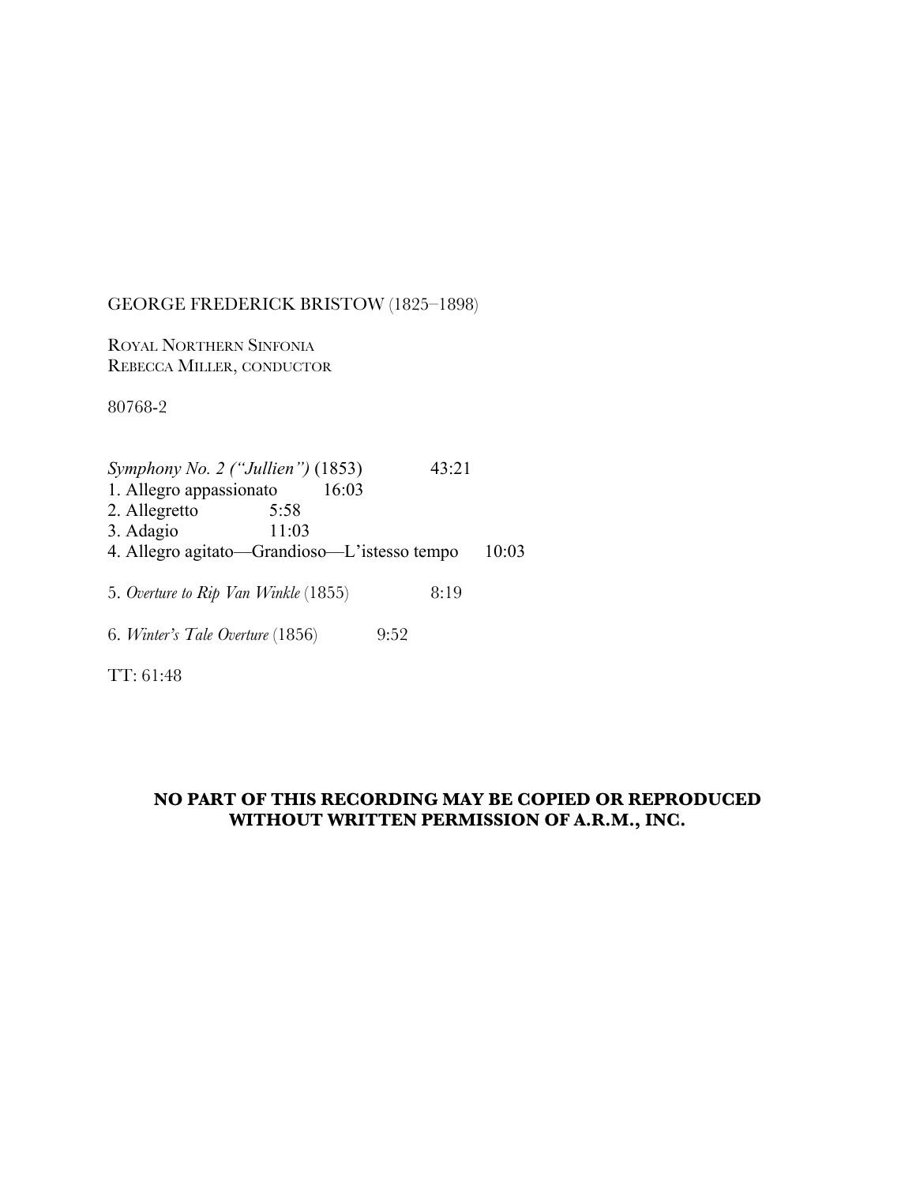GEORGE FREDERICK BRISTOW (1825–1898)

ROYAL NORTHERN SINFONIA
REBECCA MILLER, CONDUCTOR

80768-2

*Symphony No. 2 ("Jullien")* (1853) 43:21
1. Allegro appassionato 16:03
2. Allegretto 5:58
3. Adagio 11:03
4. Allegro agitato—Grandioso—L'istesso tempo 10:03

5. *Overture to Rip Van Winkle* (1855) 8:19

6. *Winter's Tale Overture* (1856) 9:52

TT: 61:48

**NO PART OF THIS RECORDING MAY BE COPIED OR REPRODUCED WITHOUT WRITTEN PERMISSION OF A.R.M., INC.**